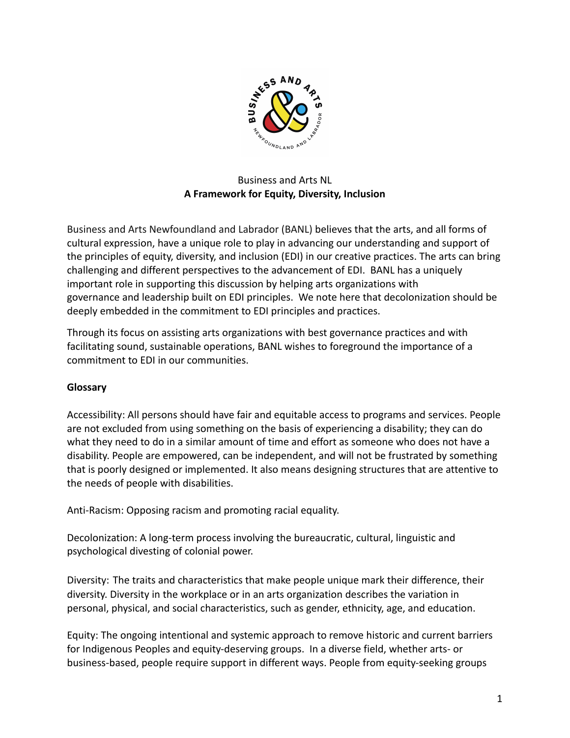Business and Arts NL

# A Framework for Equity, Diversity, Inclusion

Business and Arts Newfoundland and Labrador (BANL) believes that the arts, and all forms of cultural expression, have a unique role to play in advancing our understanding and support of the principles of equity, diversity, and inclusion (EDI) in our creative practices. The arts can bring challenging and different perspectives to the advancement of EDI. BANL has a uniquely important role in supporting this discussion by helping arts organizations with governance and leadership built on EDI principles. We note here that decolonization should be deeply embedded in the commitment to EDI principles and practices.

Through its focus on assisting arts organizations with best governance practices and with facilitating sound, sustainable operations, BANL wishes to foreground the importance of a commitment to EDI in our communities.

## Glossary

Accessibility: All persons should have fair and equitable access to programs and services. People are not excluded from using something on the basis of experiencing a disability; they can do what they need to do in a similar amount of time and effort as someone who does not have a disability. People are empowered, can be independent, and will not be frustrated by something that is poorly designed or implemented. It also means designing structures that are attentive to the needs of people with disabilities.

Anti-Racism: Opposing racism and promoting racial equality.

Decolonization: A long-term process involving the bureaucratic, cultural, linguistic and psychological divesting of colonial power.

Diversity: The traits and characteristics that make people unique mark their difference, their diversity. Diversity in the workplace or in an arts organization describes the variation in personal, physical, and social characteristics, such as gender, ethnicity, age, and education.

Equity: The ongoing intentional and systemic approach to remove historic and current barriers for Indigenous Peoples and equity-deserving groups. In a diverse field, whether arts- or business-based, people require support in different ways. People from equity-seeking groups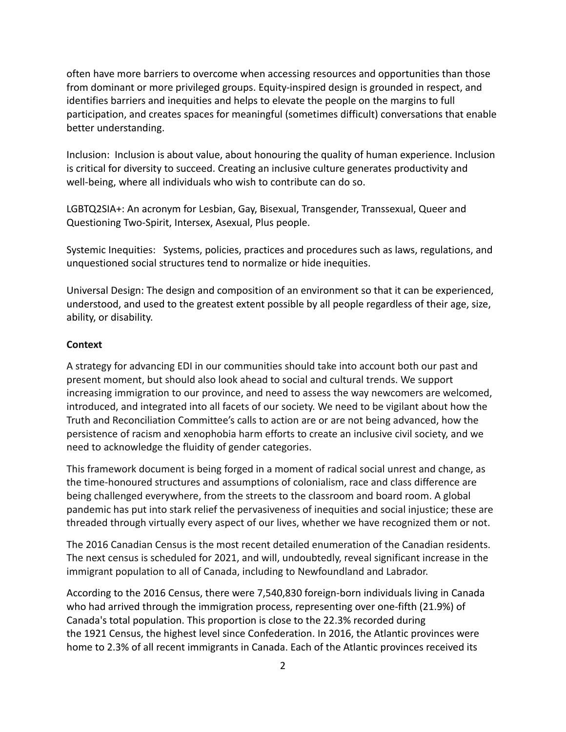often have more barriers to overcome when accessing resources and opportunities than those from dominant or more privileged groups. Equity-inspired design is grounded in respect, and identifies barriers and inequities and helps to elevate the people on the margins to full participation, and creates spaces for meaningful (sometimes difficult) conversations that enable better understanding.

Inclusion: Inclusion is about value, about honouring the quality of human experience. Inclusion is critical for diversity to succeed. Creating an inclusive culture generates productivity and well-being, where all individuals who wish to contribute can do so.

LGBTQ2SIA+: An acronym for Lesbian, Gay, Bisexual, Transgender, Transsexual, Queer and Questioning Two-Spirit, Intersex, Asexual, Plus people.

Systemic Inequities: Systems, policies, practices and procedures such as laws, regulations, and unquestioned social structures tend to normalize or hide inequities.

Universal Design: The design and composition of an environment so that it can be experienced, understood, and used to the greatest extent possible by all people regardless of their age, size, ability, or disability.

**Context**

A strategy for advancing EDI in our communities should take into account both our past and present moment, but should also look ahead to social and cultural trends. We support increasing immigration to our province, and need to assess the way newcomers are welcomed, introduced, and integrated into all facets of our society. We need to be vigilant about how the Truth and Reconciliation Committee's calls to action are or are not being advanced, how the persistence of racism and xenophobia harm efforts to create an inclusive civil society, and we need to acknowledge the fluidity of gender categories.

This framework document is being forged in a moment of radical social unrest and change, as the time-honoured structures and assumptions of colonialism, race and class difference are being challenged everywhere, from the streets to the classroom and board room. A global pandemic has put into stark relief the pervasiveness of inequities and social injustice; these are threaded through virtually every aspect of our lives, whether we have recognized them or not.

The 2016 Canadian Census is the most recent detailed enumeration of the Canadian residents. The next census is scheduled for 2021, and will, undoubtedly, reveal significant increase in the immigrant population to all of Canada, including to Newfoundland and Labrador.

According to the 2016 Census, there were 7,540,830 foreign-born individuals living in Canada who had arrived through the immigration process, representing over one-fifth (21.9%) of Canada's total population. This proportion is close to the 22.3% recorded during the 1921 Census, the highest level since Confederation. In 2016, the Atlantic provinces were home to 2.3% of all recent immigrants in Canada. Each of the Atlantic provinces received its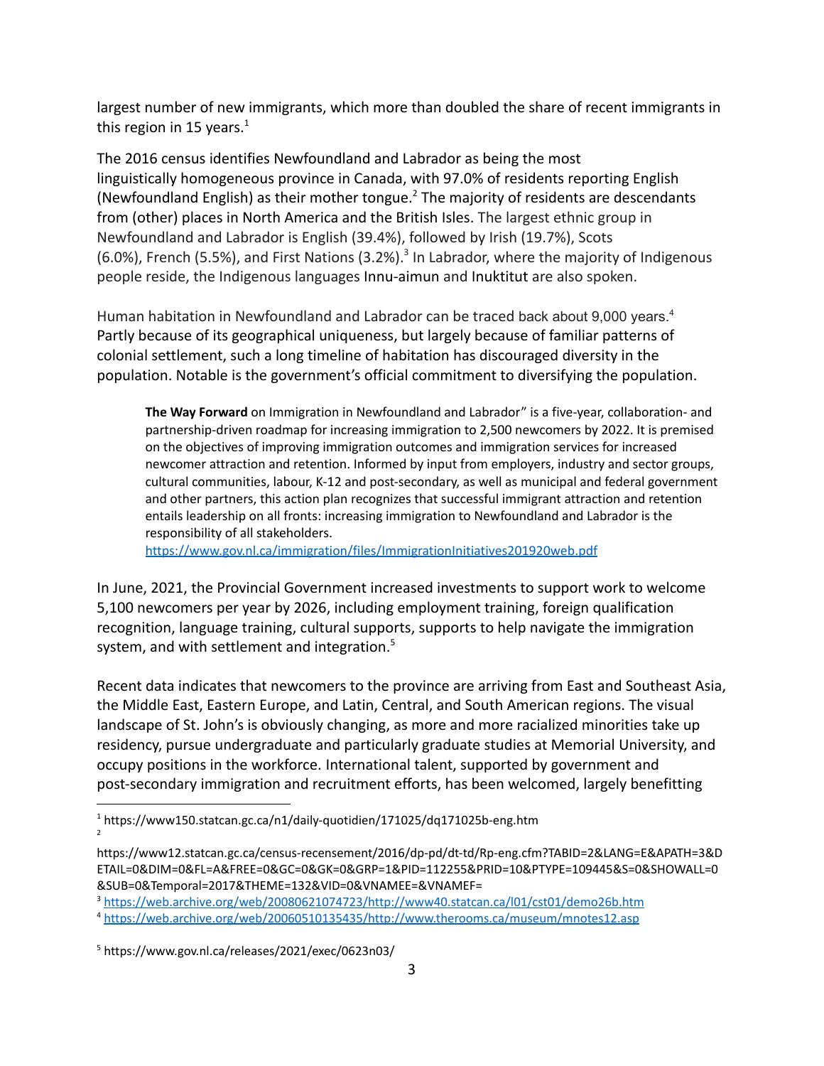largest number of new immigrants, which more than doubled the share of recent immigrants in this region in 15 years.[1]

The 2016 census identifies Newfoundland and Labrador as being the most linguistically homogeneous province in Canada, with 97.0% of residents reporting English (Newfoundland English) as their mother tongue.[2] The majority of residents are descendants from (other) places in North America and the British Isles. The largest ethnic group in Newfoundland and Labrador is English (39.4%), followed by Irish (19.7%), Scots (6.0%), French (5.5%), and First Nations (3.2%).[3] In Labrador, where the majority of Indigenous people reside, the Indigenous languages Innu-aimun and Inuktitut are also spoken.

Human habitation in Newfoundland and Labrador can be traced back about 9,000 years.[4] Partly because of its geographical uniqueness, but largely because of familiar patterns of colonial settlement, such a long timeline of habitation has discouraged diversity in the population. Notable is the government's official commitment to diversifying the population.

> **The Way Forward** on Immigration in Newfoundland and Labrador" is a five-year, collaboration- and partnership-driven roadmap for increasing immigration to 2,500 newcomers by 2022. It is premised on the objectives of improving immigration outcomes and immigration services for increased newcomer attraction and retention. Informed by input from employers, industry and sector groups, cultural communities, labour, K-12 and post-secondary, as well as municipal and federal government and other partners, this action plan recognizes that successful immigrant attraction and retention entails leadership on all fronts: increasing immigration to Newfoundland and Labrador is the responsibility of all stakeholders.
> https://www.gov.nl.ca/immigration/files/ImmigrationInitiatives201920web.pdf

In June, 2021, the Provincial Government increased investments to support work to welcome 5,100 newcomers per year by 2026, including employment training, foreign qualification recognition, language training, cultural supports, supports to help navigate the immigration system, and with settlement and integration.[5]

Recent data indicates that newcomers to the province are arriving from East and Southeast Asia, the Middle East, Eastern Europe, and Latin, Central, and South American regions. The visual landscape of St. John's is obviously changing, as more and more racialized minorities take up residency, pursue undergraduate and particularly graduate studies at Memorial University, and occupy positions in the workforce. International talent, supported by government and post-secondary immigration and recruitment efforts, has been welcomed, largely benefitting

---

[1] https://www150.statcan.gc.ca/n1/daily-quotidien/171025/dq171025b-eng.htm

[2] https://www12.statcan.gc.ca/census-recensement/2016/dp-pd/dt-td/Rp-eng.cfm?TABID=2&LANG=E&APATH=3&DETAIL=0&DIM=0&FL=A&FREE=0&GC=0&GK=0&GRP=1&PID=112255&PRID=10&PTYPE=109445&S=0&SHOWALL=0&SUB=0&Temporal=2017&THEME=132&VID=0&VNAMEE=&VNAMEF=

[3] https://web.archive.org/web/20080621074723/http://www40.statcan.ca/l01/cst01/demo26b.htm

[4] https://web.archive.org/web/20060510135435/http://www.therooms.ca/museum/mnotes12.asp

[5] https://www.gov.nl.ca/releases/2021/exec/0623n03/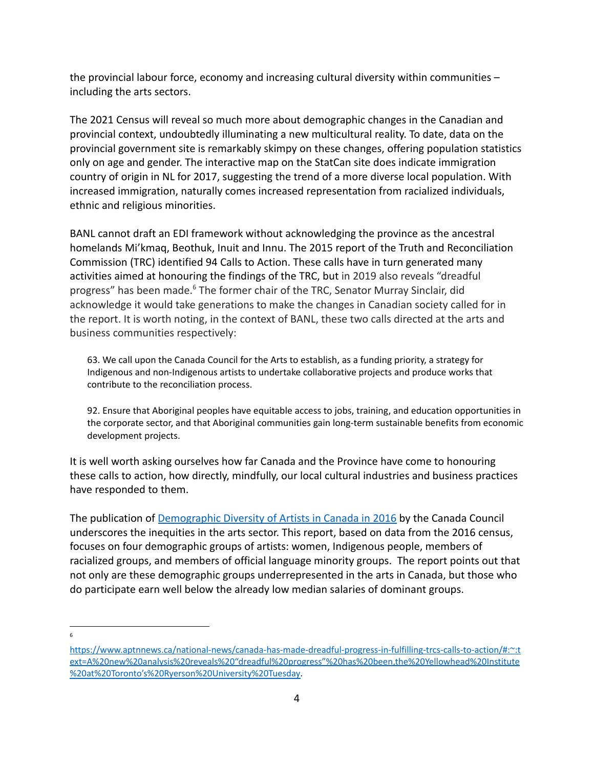the provincial labour force, economy and increasing cultural diversity within communities – including the arts sectors.

The 2021 Census will reveal so much more about demographic changes in the Canadian and provincial context, undoubtedly illuminating a new multicultural reality. To date, data on the provincial government site is remarkably skimpy on these changes, offering population statistics only on age and gender. The interactive map on the StatCan site does indicate immigration country of origin in NL for 2017, suggesting the trend of a more diverse local population. With increased immigration, naturally comes increased representation from racialized individuals, ethnic and religious minorities.

BANL cannot draft an EDI framework without acknowledging the province as the ancestral homelands Mi'kmaq, Beothuk, Inuit and Innu. The 2015 report of the Truth and Reconciliation Commission (TRC) identified 94 Calls to Action. These calls have in turn generated many activities aimed at honouring the findings of the TRC, but in 2019 also reveals "dreadful progress" has been made.[6] The former chair of the TRC, Senator Murray Sinclair, did acknowledge it would take generations to make the changes in Canadian society called for in the report. It is worth noting, in the context of BANL, these two calls directed at the arts and business communities respectively:

> 63. We call upon the Canada Council for the Arts to establish, as a funding priority, a strategy for Indigenous and non-Indigenous artists to undertake collaborative projects and produce works that contribute to the reconciliation process.
>
> 92. Ensure that Aboriginal peoples have equitable access to jobs, training, and education opportunities in the corporate sector, and that Aboriginal communities gain long-term sustainable benefits from economic development projects.

It is well worth asking ourselves how far Canada and the Province have come to honouring these calls to action, how directly, mindfully, our local cultural industries and business practices have responded to them.

The publication of [Demographic Diversity of Artists in Canada in 2016](#) by the Canada Council underscores the inequities in the arts sector. This report, based on data from the 2016 census, focuses on four demographic groups of artists: women, Indigenous people, members of racialized groups, and members of official language minority groups. The report points out that not only are these demographic groups underrepresented in the arts in Canada, but those who do participate earn well below the already low median salaries of dominant groups.

---

[6] https://www.aptnnews.ca/national-news/canada-has-made-dreadful-progress-in-fulfilling-trcs-calls-to-action/#:~:text=A%20new%20analysis%20reveals%20"dreadful%20progress"%20has%20been,the%20Yellowhead%20Institute%20at%20Toronto's%20Ryerson%20University%20Tuesday.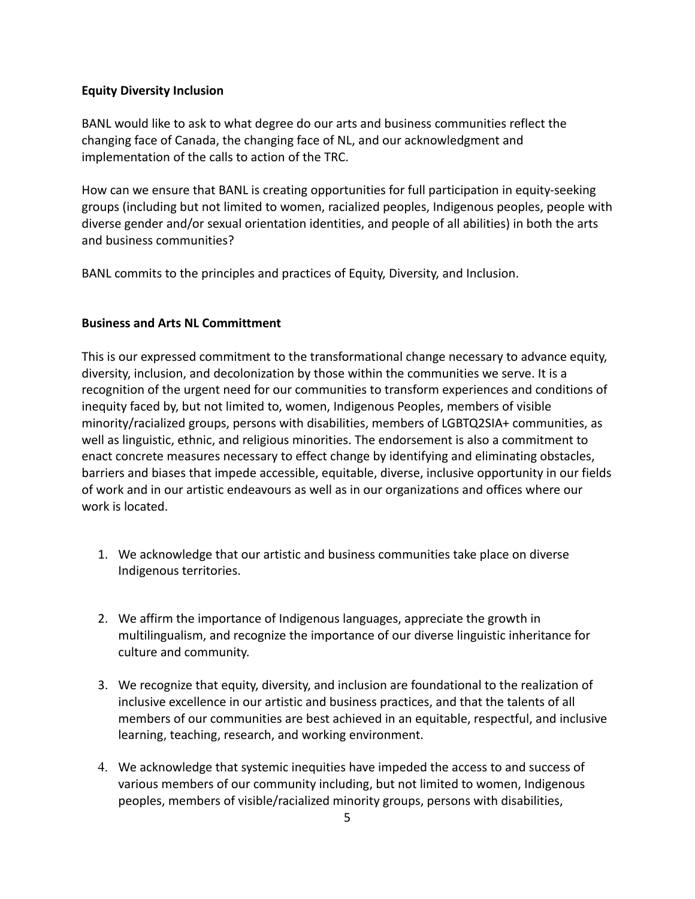**Equity Diversity Inclusion**

BANL would like to ask to what degree do our arts and business communities reflect the changing face of Canada, the changing face of NL, and our acknowledgment and implementation of the calls to action of the TRC.

How can we ensure that BANL is creating opportunities for full participation in equity-seeking groups (including but not limited to women, racialized peoples, Indigenous peoples, people with diverse gender and/or sexual orientation identities, and people of all abilities) in both the arts and business communities?

BANL commits to the principles and practices of Equity, Diversity, and Inclusion.

**Business and Arts NL Committment**

This is our expressed commitment to the transformational change necessary to advance equity, diversity, inclusion, and decolonization by those within the communities we serve. It is a recognition of the urgent need for our communities to transform experiences and conditions of inequity faced by, but not limited to, women, Indigenous Peoples, members of visible minority/racialized groups, persons with disabilities, members of LGBTQ2SIA+ communities, as well as linguistic, ethnic, and religious minorities. The endorsement is also a commitment to enact concrete measures necessary to effect change by identifying and eliminating obstacles, barriers and biases that impede accessible, equitable, diverse, inclusive opportunity in our fields of work and in our artistic endeavours as well as in our organizations and offices where our work is located.

1. We acknowledge that our artistic and business communities take place on diverse Indigenous territories.

2. We affirm the importance of Indigenous languages, appreciate the growth in multilingualism, and recognize the importance of our diverse linguistic inheritance for culture and community.

3. We recognize that equity, diversity, and inclusion are foundational to the realization of inclusive excellence in our artistic and business practices, and that the talents of all members of our communities are best achieved in an equitable, respectful, and inclusive learning, teaching, research, and working environment.

4. We acknowledge that systemic inequities have impeded the access to and success of various members of our community including, but not limited to women, Indigenous peoples, members of visible/racialized minority groups, persons with disabilities,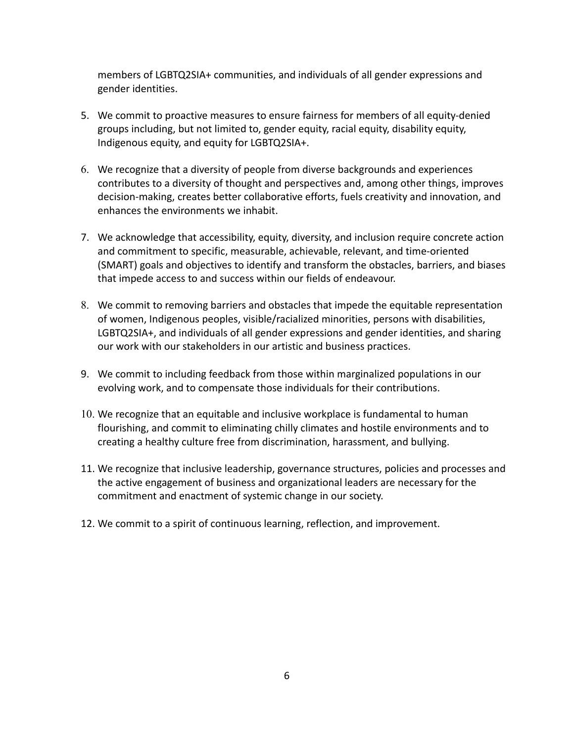members of LGBTQ2SIA+ communities, and individuals of all gender expressions and gender identities.

5. We commit to proactive measures to ensure fairness for members of all equity-denied groups including, but not limited to, gender equity, racial equity, disability equity, Indigenous equity, and equity for LGBTQ2SIA+.

6. We recognize that a diversity of people from diverse backgrounds and experiences contributes to a diversity of thought and perspectives and, among other things, improves decision-making, creates better collaborative efforts, fuels creativity and innovation, and enhances the environments we inhabit.

7. We acknowledge that accessibility, equity, diversity, and inclusion require concrete action and commitment to specific, measurable, achievable, relevant, and time-oriented (SMART) goals and objectives to identify and transform the obstacles, barriers, and biases that impede access to and success within our fields of endeavour.

8. We commit to removing barriers and obstacles that impede the equitable representation of women, Indigenous peoples, visible/racialized minorities, persons with disabilities, LGBTQ2SIA+, and individuals of all gender expressions and gender identities, and sharing our work with our stakeholders in our artistic and business practices.

9. We commit to including feedback from those within marginalized populations in our evolving work, and to compensate those individuals for their contributions.

10. We recognize that an equitable and inclusive workplace is fundamental to human flourishing, and commit to eliminating chilly climates and hostile environments and to creating a healthy culture free from discrimination, harassment, and bullying.

11. We recognize that inclusive leadership, governance structures, policies and processes and the active engagement of business and organizational leaders are necessary for the commitment and enactment of systemic change in our society.

12. We commit to a spirit of continuous learning, reflection, and improvement.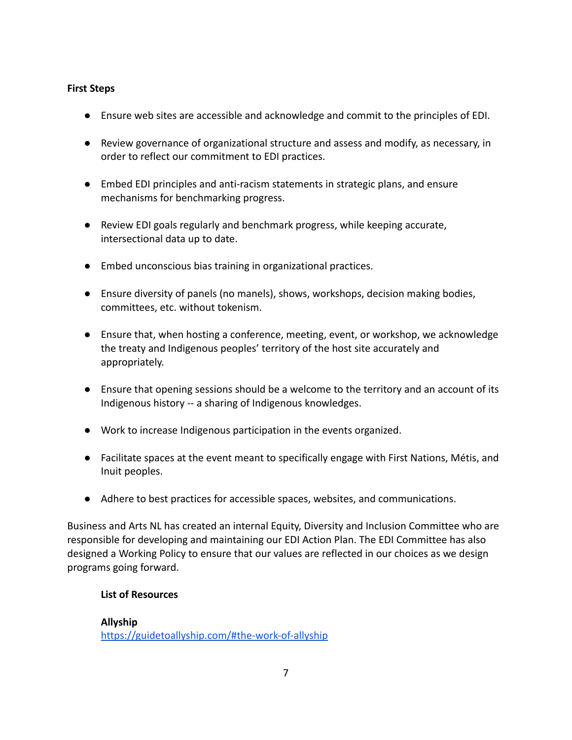**First Steps**

- Ensure web sites are accessible and acknowledge and commit to the principles of EDI.
- Review governance of organizational structure and assess and modify, as necessary, in order to reflect our commitment to EDI practices.
- Embed EDI principles and anti-racism statements in strategic plans, and ensure mechanisms for benchmarking progress.
- Review EDI goals regularly and benchmark progress, while keeping accurate, intersectional data up to date.
- Embed unconscious bias training in organizational practices.
- Ensure diversity of panels (no manels), shows, workshops, decision making bodies, committees, etc. without tokenism.
- Ensure that, when hosting a conference, meeting, event, or workshop, we acknowledge the treaty and Indigenous peoples' territory of the host site accurately and appropriately.
- Ensure that opening sessions should be a welcome to the territory and an account of its Indigenous history -- a sharing of Indigenous knowledges.
- Work to increase Indigenous participation in the events organized.
- Facilitate spaces at the event meant to specifically engage with First Nations, Métis, and Inuit peoples.
- Adhere to best practices for accessible spaces, websites, and communications.

Business and Arts NL has created an internal Equity, Diversity and Inclusion Committee who are responsible for developing and maintaining our EDI Action Plan. The EDI Committee has also designed a Working Policy to ensure that our values are reflected in our choices as we design programs going forward.

**List of Resources**

**Allyship**
https://guidetoallyship.com/#the-work-of-allyship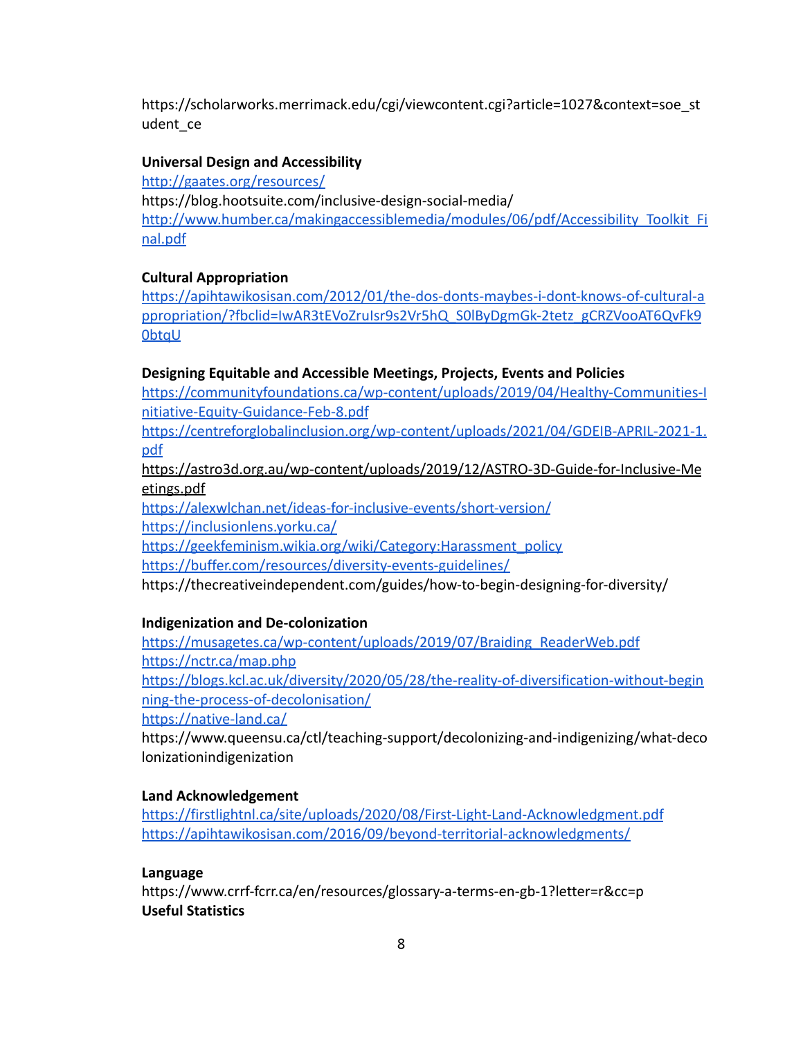https://scholarworks.merrimack.edu/cgi/viewcontent.cgi?article=1027&context=soe_student_ce

**Universal Design and Accessibility**

http://gaates.org/resources/
https://blog.hootsuite.com/inclusive-design-social-media/
http://www.humber.ca/makingaccessiblemedia/modules/06/pdf/Accessibility_Toolkit_Final.pdf

**Cultural Appropriation**

https://apihtawikosisan.com/2012/01/the-dos-donts-maybes-i-dont-knows-of-cultural-appropriation/?fbclid=IwAR3tEVoZruIsr9s2Vr5hQ_S0lByDgmGk-2tetz_gCRZVooAT6QvFk90btqU

**Designing Equitable and Accessible Meetings, Projects, Events and Policies**

https://communityfoundations.ca/wp-content/uploads/2019/04/Healthy-Communities-Initiative-Equity-Guidance-Feb-8.pdf
https://centreforglobalinclusion.org/wp-content/uploads/2021/04/GDEIB-APRIL-2021-1.pdf
https://astro3d.org.au/wp-content/uploads/2019/12/ASTRO-3D-Guide-for-Inclusive-Meetings.pdf
https://alexwlchan.net/ideas-for-inclusive-events/short-version/
https://inclusionlens.yorku.ca/
https://geekfeminism.wikia.org/wiki/Category:Harassment_policy
https://buffer.com/resources/diversity-events-guidelines/
https://thecreativeindependent.com/guides/how-to-begin-designing-for-diversity/

**Indigenization and De-colonization**

https://musagetes.ca/wp-content/uploads/2019/07/Braiding_ReaderWeb.pdf
https://nctr.ca/map.php
https://blogs.kcl.ac.uk/diversity/2020/05/28/the-reality-of-diversification-without-beginning-the-process-of-decolonisation/
https://native-land.ca/
https://www.queensu.ca/ctl/teaching-support/decolonizing-and-indigenizing/what-decolonizationindigenization

**Land Acknowledgement**

https://firstlightnl.ca/site/uploads/2020/08/First-Light-Land-Acknowledgment.pdf
https://apihtawikosisan.com/2016/09/beyond-territorial-acknowledgments/

**Language**

https://www.crrf-fcrr.ca/en/resources/glossary-a-terms-en-gb-1?letter=r&cc=p

**Useful Statistics**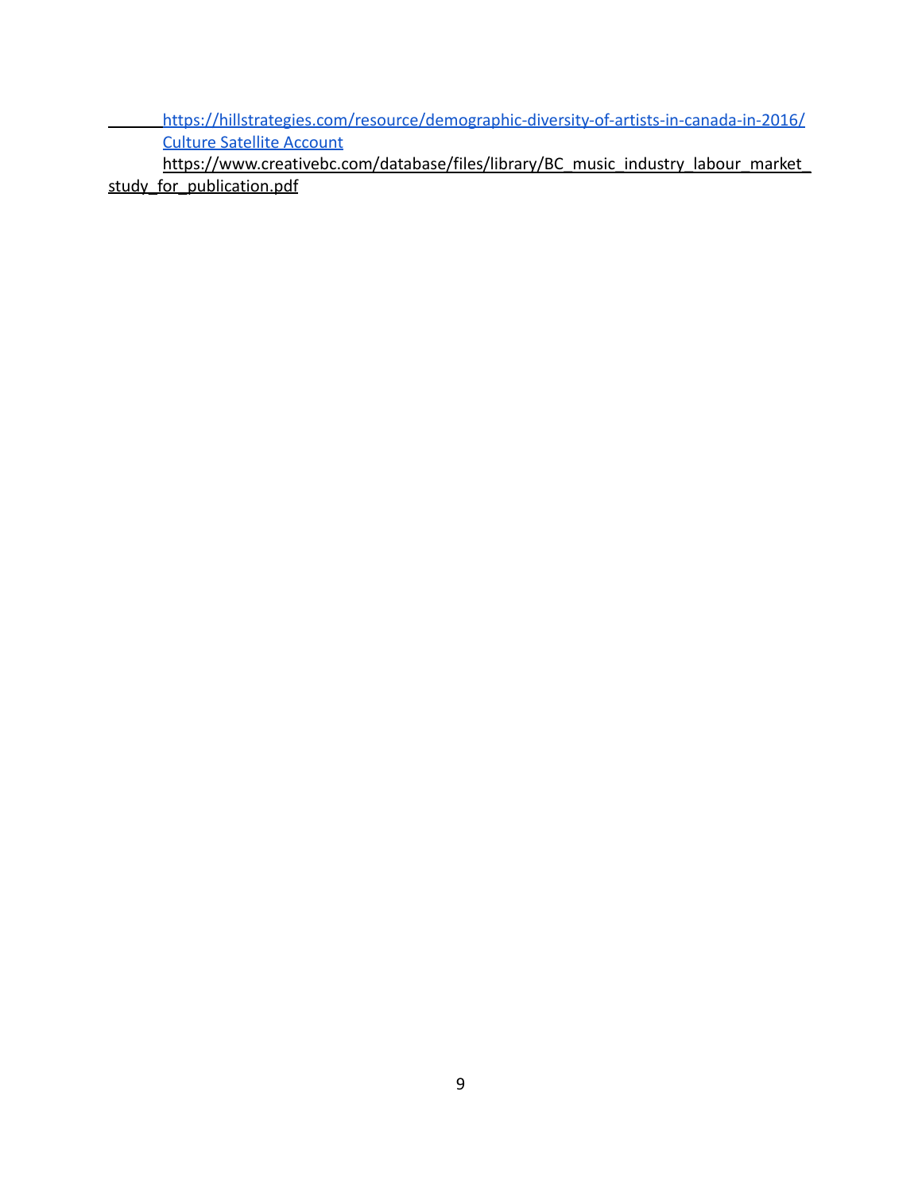https://hillstrategies.com/resource/demographic-diversity-of-artists-in-canada-in-2016/

Culture Satellite Account

https://www.creativebc.com/database/files/library/BC_music_industry_labour_market_study_for_publication.pdf